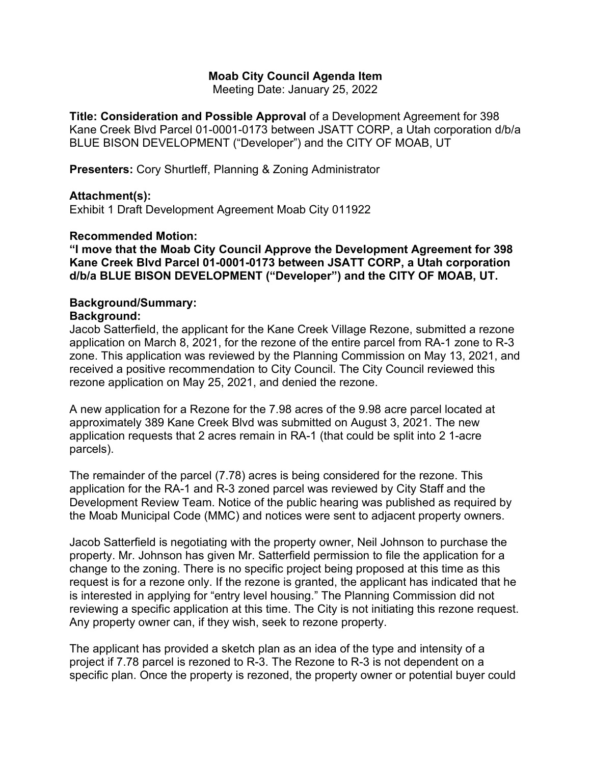**Moab City Council Agenda Item**

Meeting Date: January 25, 2022

**Title: Consideration and Possible Approval** of a Development Agreement for 398 Kane Creek Blvd Parcel 01-0001-0173 between JSATT CORP, a Utah corporation d/b/a BLUE BISON DEVELOPMENT ("Developer") and the CITY OF MOAB, UT

**Presenters:** Cory Shurtleff, Planning & Zoning Administrator

**Attachment(s):**

Exhibit 1 Draft Development Agreement Moab City 011922

**Recommended Motion:**

**"I move that the Moab City Council Approve the Development Agreement for 398 Kane Creek Blvd Parcel 01-0001-0173 between JSATT CORP, a Utah corporation d/b/a BLUE BISON DEVELOPMENT ("Developer") and the CITY OF MOAB, UT.**

**Background/Summary:**

**Background:**

Jacob Satterfield, the applicant for the Kane Creek Village Rezone, submitted a rezone application on March 8, 2021, for the rezone of the entire parcel from RA-1 zone to R-3 zone. This application was reviewed by the Planning Commission on May 13, 2021, and received a positive recommendation to City Council. The City Council reviewed this rezone application on May 25, 2021, and denied the rezone.

A new application for a Rezone for the 7.98 acres of the 9.98 acre parcel located at approximately 389 Kane Creek Blvd was submitted on August 3, 2021. The new application requests that 2 acres remain in RA-1 (that could be split into 2 1-acre parcels).

The remainder of the parcel (7.78) acres is being considered for the rezone. This application for the RA-1 and R-3 zoned parcel was reviewed by City Staff and the Development Review Team. Notice of the public hearing was published as required by the Moab Municipal Code (MMC) and notices were sent to adjacent property owners.

Jacob Satterfield is negotiating with the property owner, Neil Johnson to purchase the property. Mr. Johnson has given Mr. Satterfield permission to file the application for a change to the zoning. There is no specific project being proposed at this time as this request is for a rezone only. If the rezone is granted, the applicant has indicated that he is interested in applying for "entry level housing." The Planning Commission did not reviewing a specific application at this time. The City is not initiating this rezone request. Any property owner can, if they wish, seek to rezone property.

The applicant has provided a sketch plan as an idea of the type and intensity of a project if 7.78 parcel is rezoned to R-3. The Rezone to R-3 is not dependent on a specific plan. Once the property is rezoned, the property owner or potential buyer could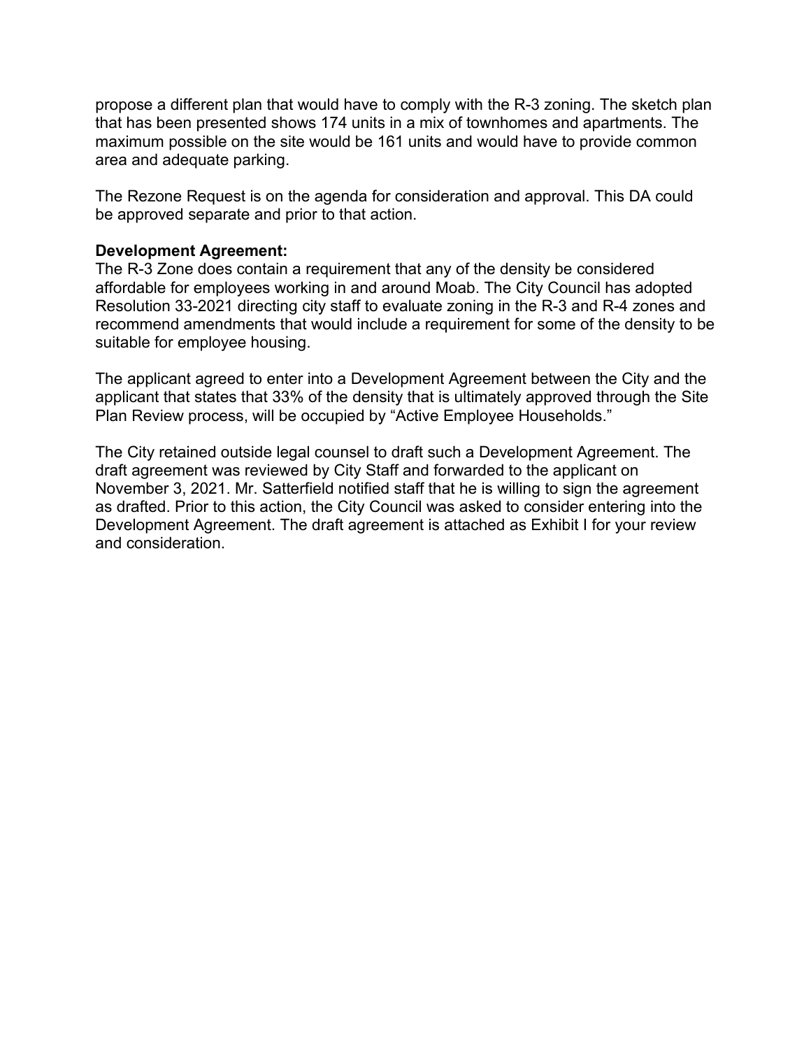propose a different plan that would have to comply with the R-3 zoning. The sketch plan that has been presented shows 174 units in a mix of townhomes and apartments. The maximum possible on the site would be 161 units and would have to provide common area and adequate parking.

The Rezone Request is on the agenda for consideration and approval. This DA could be approved separate and prior to that action.

**Development Agreement:**
The R-3 Zone does contain a requirement that any of the density be considered affordable for employees working in and around Moab. The City Council has adopted Resolution 33-2021 directing city staff to evaluate zoning in the R-3 and R-4 zones and recommend amendments that would include a requirement for some of the density to be suitable for employee housing.

The applicant agreed to enter into a Development Agreement between the City and the applicant that states that 33% of the density that is ultimately approved through the Site Plan Review process, will be occupied by "Active Employee Households."

The City retained outside legal counsel to draft such a Development Agreement. The draft agreement was reviewed by City Staff and forwarded to the applicant on November 3, 2021. Mr. Satterfield notified staff that he is willing to sign the agreement as drafted. Prior to this action, the City Council was asked to consider entering into the Development Agreement. The draft agreement is attached as Exhibit I for your review and consideration.